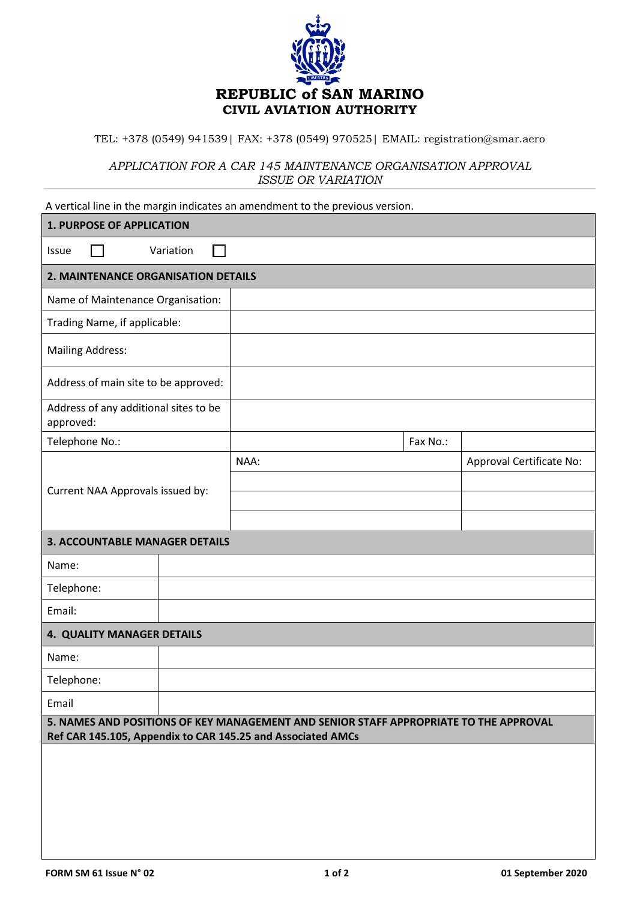# REPUBLIC of SAN MARINO
## CIVIL AVIATION AUTHORITY

TEL: +378 (0549) 941539| FAX: +378 (0549) 970525| EMAIL: registration@smar.aero

*APPLICATION FOR A CAR 145 MAINTENANCE ORGANISATION APPROVAL ISSUE OR VARIATION*

A vertical line in the margin indicates an amendment to the previous version.

| **1. PURPOSE OF APPLICATION** | | | |
|---|---|---|---|
| Issue ☐ Variation ☐ | | | |
| **2. MAINTENANCE ORGANISATION DETAILS** | | | |
| Name of Maintenance Organisation: | | | |
| Trading Name, if applicable: | | | |
| Mailing Address: | | | |
| Address of main site to be approved: | | | |
| Address of any additional sites to be approved: | | | |
| Telephone No.: | | Fax No.: | |
| Current NAA Approvals issued by: | NAA: | | Approval Certificate No: |
| | | | |
| | | | |
| | | | |

| **3. ACCOUNTABLE MANAGER DETAILS** | |
|---|---|
| Name: | |
| Telephone: | |
| Email: | |
| **4. QUALITY MANAGER DETAILS** | |
| Name: | |
| Telephone: | |
| Email | |

| **5. NAMES AND POSITIONS OF KEY MANAGEMENT AND SENIOR STAFF APPROPRIATE TO THE APPROVAL Ref CAR 145.105, Appendix to CAR 145.25 and Associated AMCs** |
|---|
| |

FORM SM 61 Issue N° 02 — 01 September 2020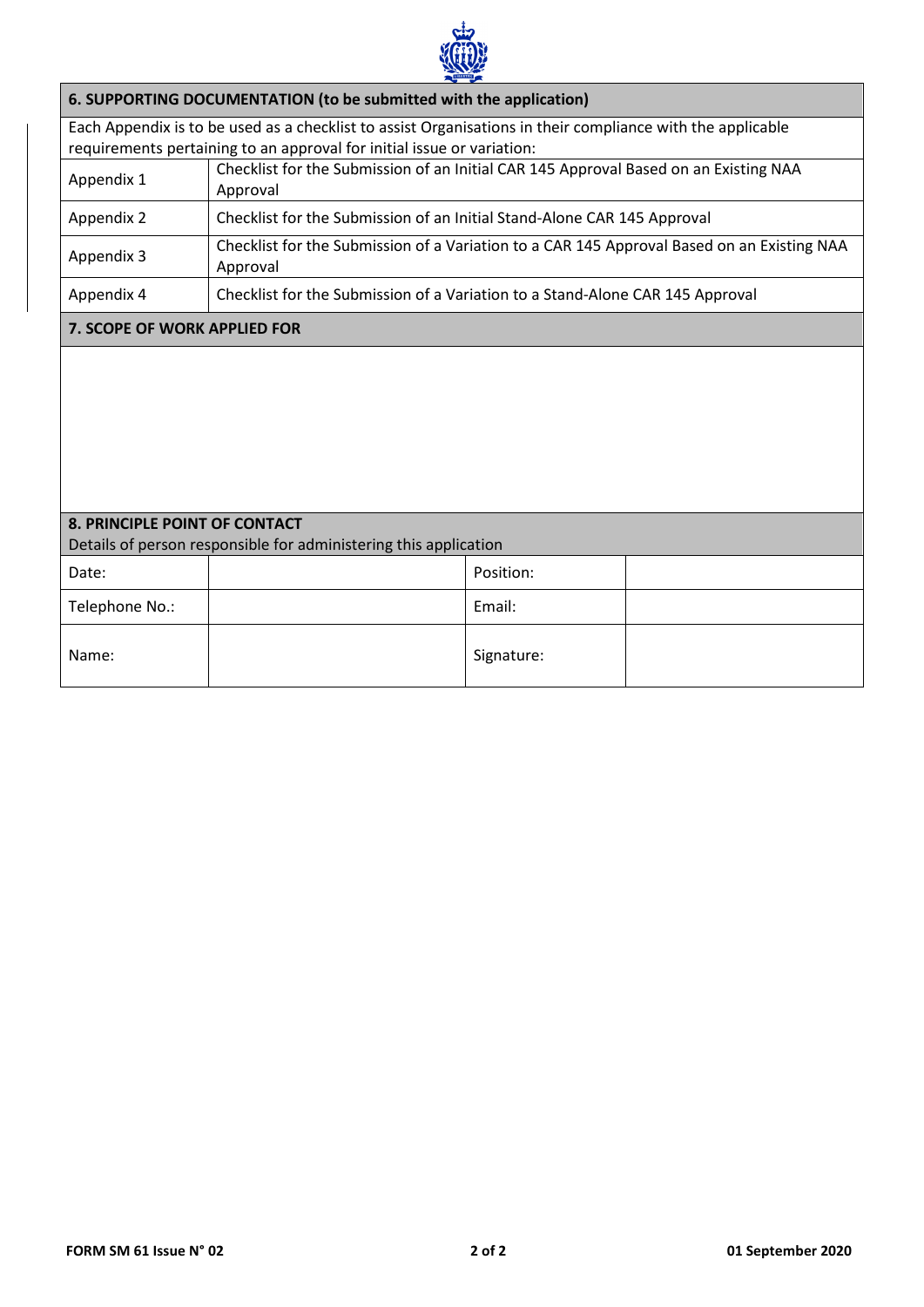## 6. SUPPORTING DOCUMENTATION (to be submitted with the application)

Each Appendix is to be used as a checklist to assist Organisations in their compliance with the applicable requirements pertaining to an approval for initial issue or variation:

| | |
|---|---|
| Appendix 1 | Checklist for the Submission of an Initial CAR 145 Approval Based on an Existing NAA Approval |
| Appendix 2 | Checklist for the Submission of an Initial Stand-Alone CAR 145 Approval |
| Appendix 3 | Checklist for the Submission of a Variation to a CAR 145 Approval Based on an Existing NAA Approval |
| Appendix 4 | Checklist for the Submission of a Variation to a Stand-Alone CAR 145 Approval |

## 7. SCOPE OF WORK APPLIED FOR

## 8. PRINCIPLE POINT OF CONTACT

Details of person responsible for administering this application

| | | | |
|---|---|---|---|
| Date: | | Position: | |
| Telephone No.: | | Email: | |
| Name: | | Signature: | |

FORM SM 61 Issue N° 02 — 01 September 2020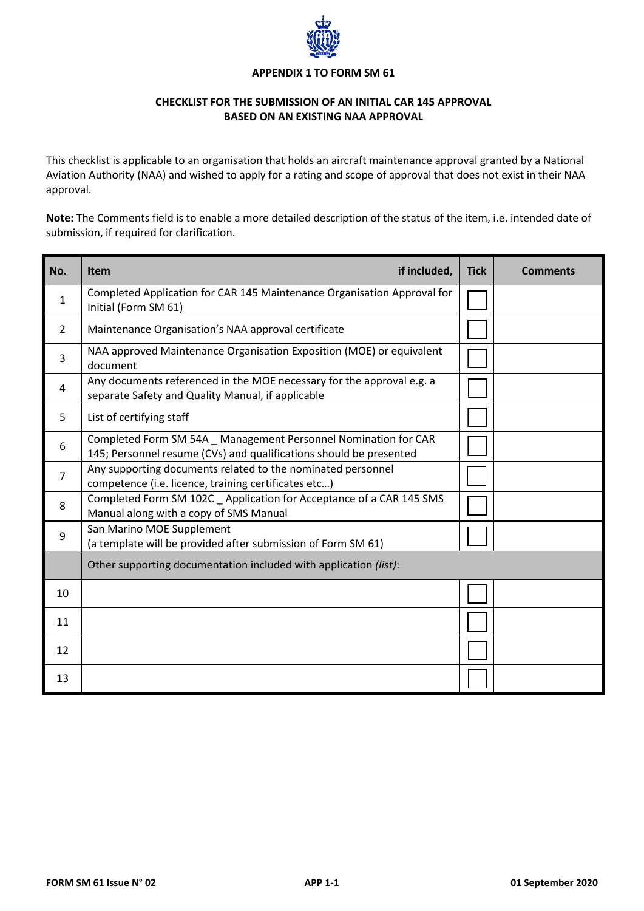**APPENDIX 1 TO FORM SM 61**

**CHECKLIST FOR THE SUBMISSION OF AN INITIAL CAR 145 APPROVAL BASED ON AN EXISTING NAA APPROVAL**

This checklist is applicable to an organisation that holds an aircraft maintenance approval granted by a National Aviation Authority (NAA) and wished to apply for a rating and scope of approval that does not exist in their NAA approval.

**Note:** The Comments field is to enable a more detailed description of the status of the item, i.e. intended date of submission, if required for clarification.

| No. | Item if included, | Tick | Comments |
|---|---|---|---|
| 1 | Completed Application for CAR 145 Maintenance Organisation Approval for Initial (Form SM 61) | ☐ | |
| 2 | Maintenance Organisation's NAA approval certificate | ☐ | |
| 3 | NAA approved Maintenance Organisation Exposition (MOE) or equivalent document | ☐ | |
| 4 | Any documents referenced in the MOE necessary for the approval e.g. a separate Safety and Quality Manual, if applicable | ☐ | |
| 5 | List of certifying staff | ☐ | |
| 6 | Completed Form SM 54A _ Management Personnel Nomination for CAR 145; Personnel resume (CVs) and qualifications should be presented | ☐ | |
| 7 | Any supporting documents related to the nominated personnel competence (i.e. licence, training certificates etc…) | ☐ | |
| 8 | Completed Form SM 102C _ Application for Acceptance of a CAR 145 SMS Manual along with a copy of SMS Manual | ☐ | |
| 9 | San Marino MOE Supplement (a template will be provided after submission of Form SM 61) | ☐ | |
| | Other supporting documentation included with application *(list)*: | | |
| 10 | | ☐ | |
| 11 | | ☐ | |
| 12 | | ☐ | |
| 13 | | ☐ | |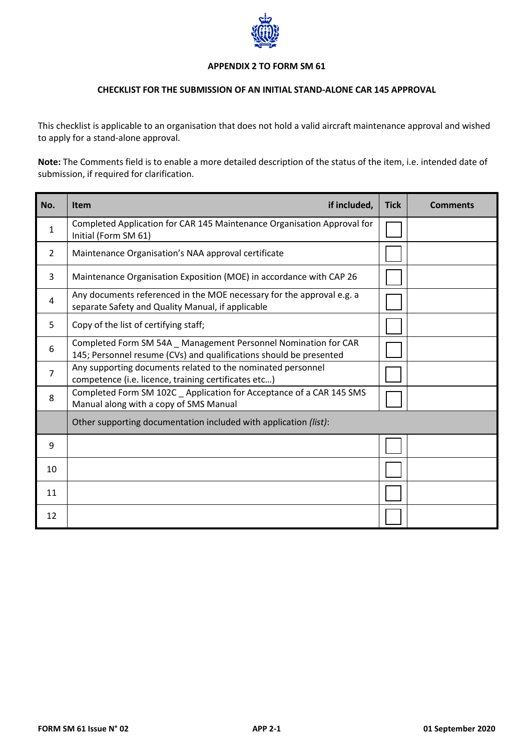**APPENDIX 2 TO FORM SM 61**

**CHECKLIST FOR THE SUBMISSION OF AN INITIAL STAND-ALONE CAR 145 APPROVAL**

This checklist is applicable to an organisation that does not hold a valid aircraft maintenance approval and wished to apply for a stand-alone approval.

**Note:** The Comments field is to enable a more detailed description of the status of the item, i.e. intended date of submission, if required for clarification.

| No. | Item if included, | Tick | Comments |
|---|---|---|---|
| 1 | Completed Application for CAR 145 Maintenance Organisation Approval for Initial (Form SM 61) | ☐ | |
| 2 | Maintenance Organisation's NAA approval certificate | ☐ | |
| 3 | Maintenance Organisation Exposition (MOE) in accordance with CAP 26 | ☐ | |
| 4 | Any documents referenced in the MOE necessary for the approval e.g. a separate Safety and Quality Manual, if applicable | ☐ | |
| 5 | Copy of the list of certifying staff; | ☐ | |
| 6 | Completed Form SM 54A _ Management Personnel Nomination for CAR 145; Personnel resume (CVs) and qualifications should be presented | ☐ | |
| 7 | Any supporting documents related to the nominated personnel competence (i.e. licence, training certificates etc…) | ☐ | |
| 8 | Completed Form SM 102C _ Application for Acceptance of a CAR 145 SMS Manual along with a copy of SMS Manual | ☐ | |
| | Other supporting documentation included with application *(list)*: | | |
| 9 | | ☐ | |
| 10 | | ☐ | |
| 11 | | ☐ | |
| 12 | | ☐ | |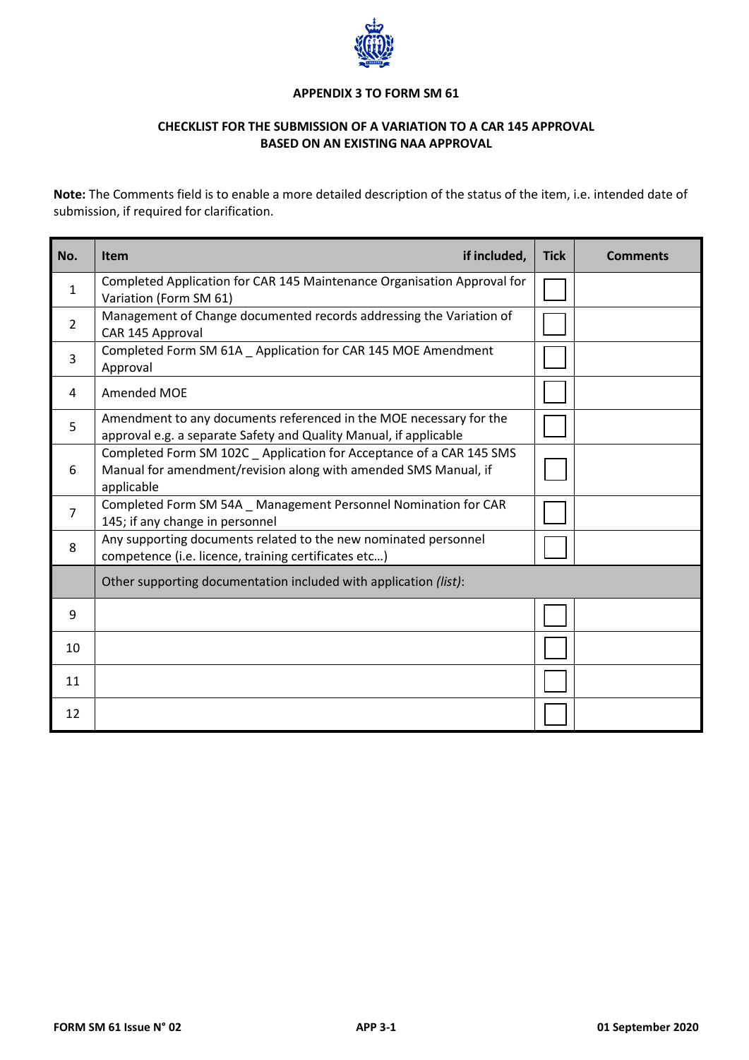**APPENDIX 3 TO FORM SM 61**

**CHECKLIST FOR THE SUBMISSION OF A VARIATION TO A CAR 145 APPROVAL BASED ON AN EXISTING NAA APPROVAL**

**Note:** The Comments field is to enable a more detailed description of the status of the item, i.e. intended date of submission, if required for clarification.

| No. | Item if included, | Tick | Comments |
|---|---|---|---|
| 1 | Completed Application for CAR 145 Maintenance Organisation Approval for Variation (Form SM 61) | ☐ | |
| 2 | Management of Change documented records addressing the Variation of CAR 145 Approval | ☐ | |
| 3 | Completed Form SM 61A _ Application for CAR 145 MOE Amendment Approval | ☐ | |
| 4 | Amended MOE | ☐ | |
| 5 | Amendment to any documents referenced in the MOE necessary for the approval e.g. a separate Safety and Quality Manual, if applicable | ☐ | |
| 6 | Completed Form SM 102C _ Application for Acceptance of a CAR 145 SMS Manual for amendment/revision along with amended SMS Manual, if applicable | ☐ | |
| 7 | Completed Form SM 54A _ Management Personnel Nomination for CAR 145; if any change in personnel | ☐ | |
| 8 | Any supporting documents related to the new nominated personnel competence (i.e. licence, training certificates etc…) | ☐ | |
| | Other supporting documentation included with application *(list)*: | | |
| 9 | | ☐ | |
| 10 | | ☐ | |
| 11 | | ☐ | |
| 12 | | ☐ | |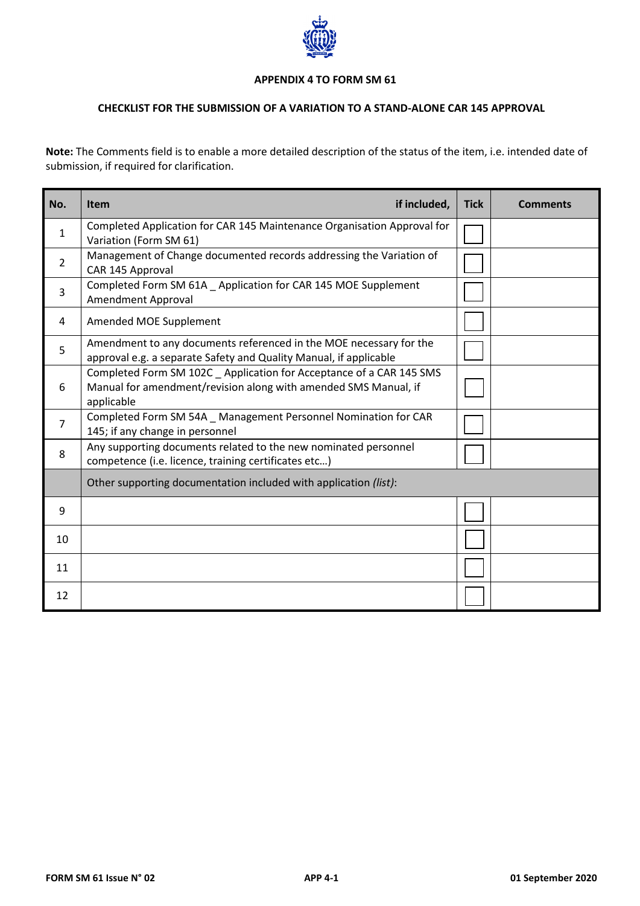**APPENDIX 4 TO FORM SM 61**

**CHECKLIST FOR THE SUBMISSION OF A VARIATION TO A STAND-ALONE CAR 145 APPROVAL**

**Note:** The Comments field is to enable a more detailed description of the status of the item, i.e. intended date of submission, if required for clarification.

| No. | Item if included, | Tick | Comments |
|---|---|---|---|
| 1 | Completed Application for CAR 145 Maintenance Organisation Approval for Variation (Form SM 61) | ☐ | |
| 2 | Management of Change documented records addressing the Variation of CAR 145 Approval | ☐ | |
| 3 | Completed Form SM 61A _ Application for CAR 145 MOE Supplement Amendment Approval | ☐ | |
| 4 | Amended MOE Supplement | ☐ | |
| 5 | Amendment to any documents referenced in the MOE necessary for the approval e.g. a separate Safety and Quality Manual, if applicable | ☐ | |
| 6 | Completed Form SM 102C _ Application for Acceptance of a CAR 145 SMS Manual for amendment/revision along with amended SMS Manual, if applicable | ☐ | |
| 7 | Completed Form SM 54A _ Management Personnel Nomination for CAR 145; if any change in personnel | ☐ | |
| 8 | Any supporting documents related to the new nominated personnel competence (i.e. licence, training certificates etc…) | ☐ | |
| | Other supporting documentation included with application *(list)*: | | |
| 9 | | ☐ | |
| 10 | | ☐ | |
| 11 | | ☐ | |
| 12 | | ☐ | |